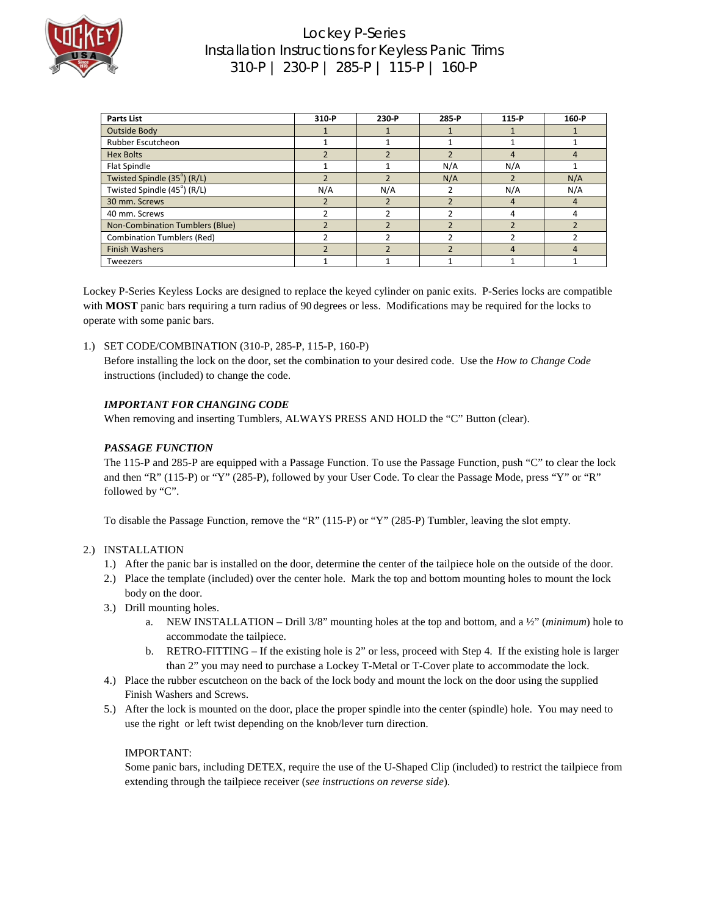# Lockey P-Series
# Installation Instructions for Keyless Panic Trims
# 310-P | 230-P | 285-P | 115-P | 160-P

| Parts List | 310-P | 230-P | 285-P | 115-P | 160-P |
|---|---|---|---|---|---|
| Outside Body | 1 | 1 | 1 | 1 | 1 |
| Rubber Escutcheon | 1 | 1 | 1 | 1 | 1 |
| Hex Bolts | 2 | 2 | 2 | 4 | 4 |
| Flat Spindle | 1 | 1 | N/A | N/A | 1 |
| Twisted Spindle (35°) (R/L) | 2 | 2 | N/A | 2 | N/A |
| Twisted Spindle (45°) (R/L) | N/A | N/A | 2 | N/A | N/A |
| 30 mm. Screws | 2 | 2 | 2 | 4 | 4 |
| 40 mm. Screws | 2 | 2 | 2 | 4 | 4 |
| Non-Combination Tumblers (Blue) | 2 | 2 | 2 | 2 | 2 |
| Combination Tumblers (Red) | 2 | 2 | 2 | 2 | 2 |
| Finish Washers | 2 | 2 | 2 | 4 | 4 |
| Tweezers | 1 | 1 | 1 | 1 | 1 |

Lockey P-Series Keyless Locks are designed to replace the keyed cylinder on panic exits. P-Series locks are compatible with **MOST** panic bars requiring a turn radius of 90 degrees or less. Modifications may be required for the locks to operate with some panic bars.

1.) SET CODE/COMBINATION (310-P, 285-P, 115-P, 160-P)
Before installing the lock on the door, set the combination to your desired code. Use the *How to Change Code* instructions (included) to change the code.

***IMPORTANT FOR CHANGING CODE***
When removing and inserting Tumblers, ALWAYS PRESS AND HOLD the "C" Button (clear).

***PASSAGE FUNCTION***
The 115-P and 285-P are equipped with a Passage Function. To use the Passage Function, push "C" to clear the lock and then "R" (115-P) or "Y" (285-P), followed by your User Code. To clear the Passage Mode, press "Y" or "R" followed by "C".

To disable the Passage Function, remove the "R" (115-P) or "Y" (285-P) Tumbler, leaving the slot empty.

2.) INSTALLATION
1.) After the panic bar is installed on the door, determine the center of the tailpiece hole on the outside of the door.
2.) Place the template (included) over the center hole. Mark the top and bottom mounting holes to mount the lock body on the door.
3.) Drill mounting holes.
   a. NEW INSTALLATION – Drill 3/8" mounting holes at the top and bottom, and a ½" (*minimum*) hole to accommodate the tailpiece.
   b. RETRO-FITTING – If the existing hole is 2" or less, proceed with Step 4. If the existing hole is larger than 2" you may need to purchase a Lockey T-Metal or T-Cover plate to accommodate the lock.
4.) Place the rubber escutcheon on the back of the lock body and mount the lock on the door using the supplied Finish Washers and Screws.
5.) After the lock is mounted on the door, place the proper spindle into the center (spindle) hole. You may need to use the right or left twist depending on the knob/lever turn direction.

IMPORTANT:
Some panic bars, including DETEX, require the use of the U-Shaped Clip (included) to restrict the tailpiece from extending through the tailpiece receiver (*see instructions on reverse side*).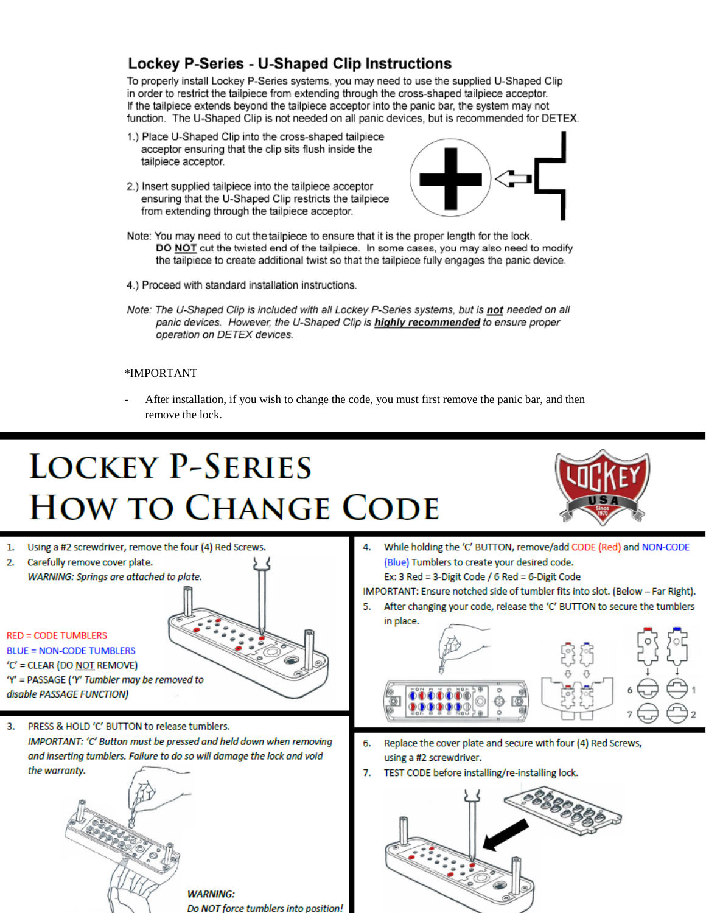# Lockey P-Series - U-Shaped Clip Instructions

To properly install Lockey P-Series systems, you may need to use the supplied U-Shaped Clip in order to restrict the tailpiece from extending through the cross-shaped tailpiece acceptor. If the tailpiece extends beyond the tailpiece acceptor into the panic bar, the system may not function. The U-Shaped Clip is not needed on all panic devices, but is recommended for DETEX.

1.) Place U-Shaped Clip into the cross-shaped tailpiece acceptor ensuring that the clip sits flush inside the tailpiece acceptor.

2.) Insert supplied tailpiece into the tailpiece acceptor ensuring that the U-Shaped Clip restricts the tailpiece from extending through the tailpiece acceptor.

Note: You may need to cut the tailpiece to ensure that it is the proper length for the lock. **DO NOT** cut the twisted end of the tailpiece. In some cases, you may also need to modify the tailpiece to create additional twist so that the tailpiece fully engages the panic device.

4.) Proceed with standard installation instructions.

*Note: The U-Shaped Clip is included with all Lockey P-Series systems, but is **not** needed on all panic devices. However, the U-Shaped Clip is **highly recommended** to ensure proper operation on DETEX devices.*

*IMPORTANT

- After installation, if you wish to change the code, you must first remove the panic bar, and then remove the lock.

# Lockey P-Series How to Change Code

LOCKEY USA Since 1970

1. Using a #2 screwdriver, remove the four (4) Red Screws.
2. Carefully remove cover plate.
   *WARNING: Springs are attached to plate.*

RED = CODE TUMBLERS
BLUE = NON-CODE TUMBLERS
'C' = CLEAR (DO NOT REMOVE)
'Y' = PASSAGE (*'Y' Tumbler may be removed to disable PASSAGE FUNCTION)*

3. PRESS & HOLD 'C' BUTTON to release tumblers.
   *IMPORTANT: 'C' Button must be pressed and held down when removing and inserting tumblers. Failure to do so will damage the lock and void the warranty.*

*WARNING: Do NOT force tumblers into position!*

4. While holding the 'C' BUTTON, remove/add CODE (Red) and NON-CODE (Blue) Tumblers to create your desired code.
   Ex: 3 Red = 3-Digit Code / 6 Red = 6-Digit Code

IMPORTANT: Ensure notched side of tumbler fits into slot. (Below – Far Right).

5. After changing your code, release the 'C' BUTTON to secure the tumblers in place.

6. Replace the cover plate and secure with four (4) Red Screws, using a #2 screwdriver.
7. TEST CODE before installing/re-installing lock.